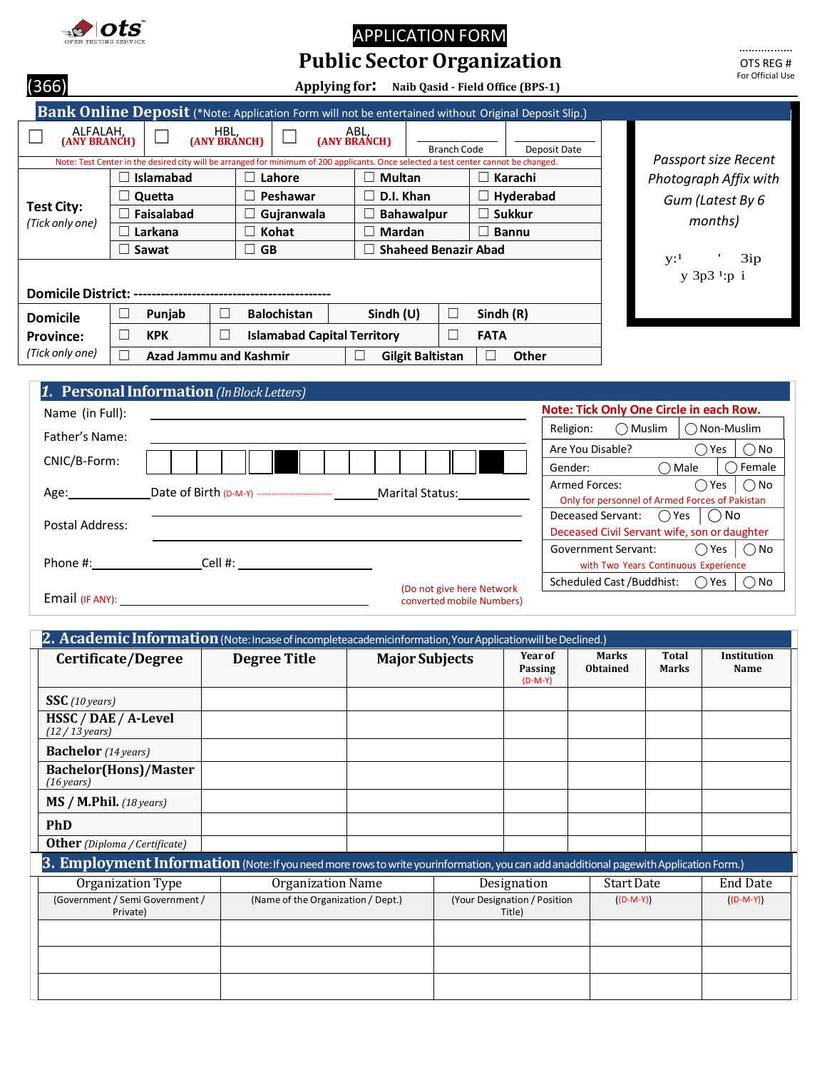ots
OPEN TESTING SERVICE

# APPLICATION FORM

# Public Sector Organization

(366)

**Applying for:** **Naib Qasid - Field Office (BPS-1)**

................
OTS REG #
For Official Use

## Bank Online Deposit (*Note: Application Form will not be entertained without Original Deposit Slip.)

| ☐ ALFALAH, (ANY BRANCH) | ☐ HBL, (ANY BRANCH) | ☐ ABL, (ANY BRANCH) | Branch Code | Deposit Date |
|---|---|---|---|---|

Note: Test Center in the desired city will be arranged for minimum of 200 applicants. Once selected a test center cannot be changed.

*Passport size Recent Photograph Affix with Gum (Latest By 6 months)*

| **Test City:** *(Tick only one)* | | | | |
|---|---|---|---|---|
| | ☐ Islamabad | ☐ Lahore | ☐ Multan | ☐ Karachi |
| | ☐ Quetta | ☐ Peshawar | ☐ D.I. Khan | ☐ Hyderabad |
| | ☐ Faisalabad | ☐ Gujranwala | ☐ Bahawalpur | ☐ Sukkur |
| | ☐ Larkana | ☐ Kohat | ☐ Mardan | ☐ Bannu |
| | ☐ Sawat | ☐ GB | ☐ Shaheed Benazir Abad | |

**Domicile District:** --------------------------------------------

| **Domicile Province:** *(Tick only one)* | | | |
|---|---|---|---|
| | ☐ Punjab | ☐ Balochistan | Sindh (U) ☐ Sindh (R) |
| | ☐ KPK | ☐ Islamabad Capital Territory | ☐ FATA |
| | ☐ Azad Jammu and Kashmir | ☐ Gilgit Baltistan | ☐ Other |

## 1. Personal Information *(In Block Letters)*

Name (in Full): ______________________________

Father's Name: ______________________________

CNIC/B-Form: ☐☐☐☐☐■☐☐☐☐☐☐☐■☐

Age: __________ Date of Birth (D-M-Y) ----------------- ________ Marital Status: __________

Postal Address: ______________________________

Phone #: ______________ Cell #: ______________

Email (IF ANY): ______________________________

(Do not give here Network converted mobile Numbers)

**Note: Tick Only One Circle in each Row.**

| | |
|---|---|
| Religion: | ◯ Muslim ◯ Non-Muslim |
| Are You Disable? | ◯ Yes ◯ No |
| Gender: | ◯ Male ◯ Female |
| Armed Forces: (Only for personnel of Armed Forces of Pakistan) | ◯ Yes ◯ No |
| Deceased Servant: (Deceased Civil Servant wife, son or daughter) | ◯ Yes ◯ No |
| Government Servant: (with Two Years Continuous Experience) | ◯ Yes ◯ No |
| Scheduled Cast /Buddhist: | ◯ Yes ◯ No |

## 2. Academic Information (Note: In case of incomplete academic information, Your Application will be Declined.)

| Certificate/Degree | Degree Title | Major Subjects | Year of Passing (D-M-Y) | Marks Obtained | Total Marks | Institution Name |
|---|---|---|---|---|---|---|
| **SSC** *(10 years)* | | | | | | |
| **HSSC / DAE / A-Level** *(12 / 13 years)* | | | | | | |
| **Bachelor** *(14 years)* | | | | | | |
| **Bachelor(Hons)/Master** *(16 years)* | | | | | | |
| **MS / M.Phil.** *(18 years)* | | | | | | |
| **PhD** | | | | | | |
| **Other** *(Diploma / Certificate)* | | | | | | |

## 3. Employment Information (Note: If you need more rows to write your information, you can add an additional page with Application Form.)

| Organization Type (Government / Semi Government / Private) | Organization Name (Name of the Organization / Dept.) | Designation (Your Designation / Position Title) | Start Date ((D-M-Y)) | End Date ((D-M-Y)) |
|---|---|---|---|---|
| | | | | |
| | | | | |
| | | | | |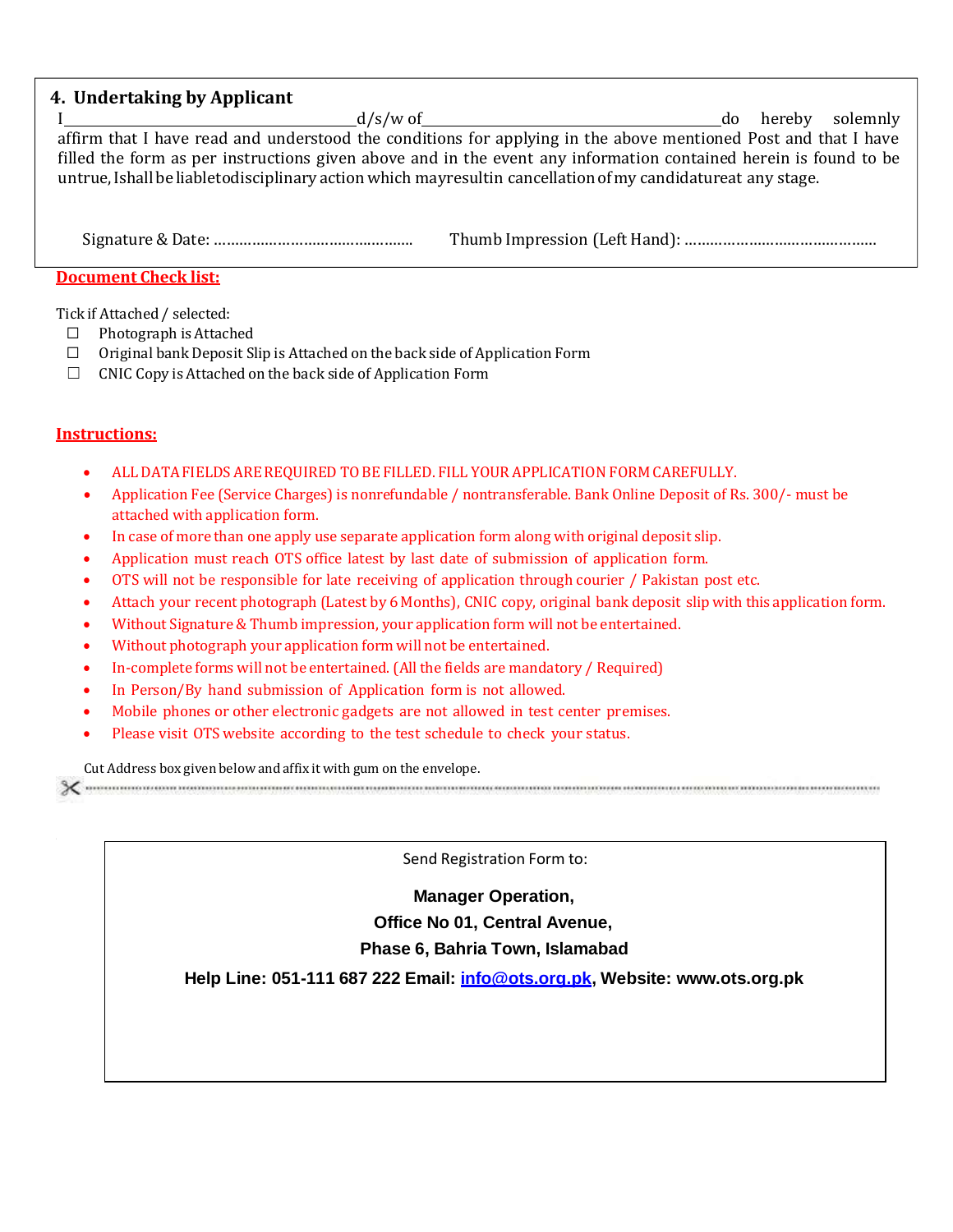## 4. Undertaking by Applicant

I\_\_\_\_\_\_\_\_\_\_\_\_\_\_\_\_\_\_\_\_\_\_\_\_\_\_\_\_\_\_\_\_\_\_d/s/w of\_\_\_\_\_\_\_\_\_\_\_\_\_\_\_\_\_\_\_\_\_\_\_\_\_\_\_\_\_\_\_\_\_\_\_do hereby solemnly affirm that I have read and understood the conditions for applying in the above mentioned Post and that I have filled the form as per instructions given above and in the event any information contained herein is found to be untrue, I shall be liable to disciplinary action which may result in cancellation of my candidature at any stage.

Signature & Date: ……………………………………… Thumb Impression (Left Hand): ………………………………………

**Document Check list:**

Tick if Attached / selected:

- ☐ Photograph is Attached
- ☐ Original bank Deposit Slip is Attached on the back side of Application Form
- ☐ CNIC Copy is Attached on the back side of Application Form

**Instructions:**

- ALL DATA FIELDS ARE REQUIRED TO BE FILLED. FILL YOUR APPLICATION FORM CAREFULLY.
- Application Fee (Service Charges) is nonrefundable / nontransferable. Bank Online Deposit of Rs. 300/- must be attached with application form.
- In case of more than one apply use separate application form along with original deposit slip.
- Application must reach OTS office latest by last date of submission of application form.
- OTS will not be responsible for late receiving of application through courier / Pakistan post etc.
- Attach your recent photograph (Latest by 6 Months), CNIC copy, original bank deposit slip with this application form.
- Without Signature & Thumb impression, your application form will not be entertained.
- Without photograph your application form will not be entertained.
- In-complete forms will not be entertained. (All the fields are mandatory / Required)
- In Person/By hand submission of Application form is not allowed.
- Mobile phones or other electronic gadgets are not allowed in test center premises.
- Please visit OTS website according to the test schedule to check your status.

Cut Address box given below and affix it with gum on the envelope.

---

Send Registration Form to:

**Manager Operation,**
**Office No 01, Central Avenue,**
**Phase 6, Bahria Town, Islamabad**

**Help Line: 051-111 687 222 Email: info@ots.org.pk, Website: www.ots.org.pk**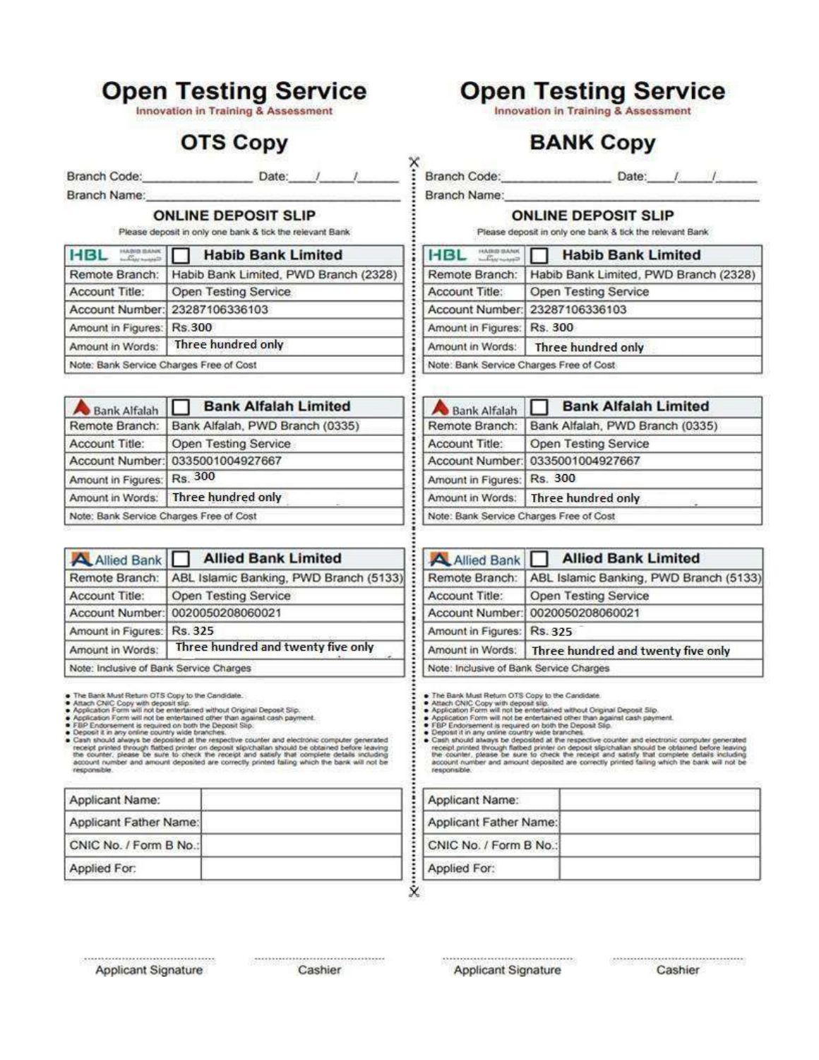# Open Testing Service

Innovation in Training & Assessment

## OTS Copy

Branch Code:\_\_\_\_\_\_\_\_\_\_\_\_ Date:\_\_\_\_/\_\_\_\_/\_\_\_\_\_

Branch Name:\_\_\_\_\_\_\_\_\_\_\_\_\_\_\_\_\_\_\_\_\_\_\_\_\_

### ONLINE DEPOSIT SLIP

Please deposit in only one bank & tick the relevant Bank

| HBL | ☐ Habib Bank Limited |
|---|---|
| Remote Branch: | Habib Bank Limited, PWD Branch (2328) |
| Account Title: | Open Testing Service |
| Account Number: | 23287106336103 |
| Amount in Figures: | Rs.300 |
| Amount in Words: | Three hundred only |
| Note: Bank Service Charges Free of Cost | |

| Bank Alfalah | ☐ Bank Alfalah Limited |
|---|---|
| Remote Branch: | Bank Alfalah, PWD Branch (0335) |
| Account Title: | Open Testing Service |
| Account Number: | 0335001004927667 |
| Amount in Figures: | Rs. 300 |
| Amount in Words: | Three hundred only |
| Note: Bank Service Charges Free of Cost | |

| Allied Bank | ☐ Allied Bank Limited |
|---|---|
| Remote Branch: | ABL Islamic Banking, PWD Branch (5133) |
| Account Title: | Open Testing Service |
| Account Number: | 0020050208060021 |
| Amount in Figures: | Rs. 325 |
| Amount in Words: | Three hundred and twenty five only |
| Note: Inclusive of Bank Service Charges | |

- The Bank Must Return OTS Copy to the Candidate.
- Attach CNIC Copy with deposit slip.
- Application Form will not be entertained without Original Deposit Slip.
- Application Form will not be entertained other than against cash payment.
- FBP Endorsement is required on both the Deposit Slip.
- Deposit it in any online country wide branches.
- Cash should always be deposited at the respective counter and electronic computer generated receipt printed through flatbed printer on deposit slip/challan should be obtained before leaving the counter, please be sure to check the receipt and satisfy that complete details including account number and amount deposited are correctly printed failing which the bank will not be responsible.

| | |
|---|---|
| Applicant Name: | |
| Applicant Father Name: | |
| CNIC No. / Form B No.: | |
| Applied For: | |

Applicant Signature &nbsp;&nbsp;&nbsp;&nbsp; Cashier

# Open Testing Service

Innovation in Training & Assessment

## BANK Copy

Branch Code:\_\_\_\_\_\_\_\_\_\_\_\_ Date:\_\_\_\_/\_\_\_\_/\_\_\_\_\_

Branch Name:\_\_\_\_\_\_\_\_\_\_\_\_\_\_\_\_\_\_\_\_\_\_\_\_\_

### ONLINE DEPOSIT SLIP

Please deposit in only one bank & tick the relevant Bank

| HBL | ☐ Habib Bank Limited |
|---|---|
| Remote Branch: | Habib Bank Limited, PWD Branch (2328) |
| Account Title: | Open Testing Service |
| Account Number: | 23287106336103 |
| Amount in Figures: | Rs. 300 |
| Amount in Words: | Three hundred only |
| Note: Bank Service Charges Free of Cost | |

| Bank Alfalah | ☐ Bank Alfalah Limited |
|---|---|
| Remote Branch: | Bank Alfalah, PWD Branch (0335) |
| Account Title: | Open Testing Service |
| Account Number: | 0335001004927667 |
| Amount in Figures: | Rs. 300 |
| Amount in Words: | Three hundred only |
| Note: Bank Service Charges Free of Cost | |

| Allied Bank | ☐ Allied Bank Limited |
|---|---|
| Remote Branch: | ABL Islamic Banking, PWD Branch (5133) |
| Account Title: | Open Testing Service |
| Account Number: | 0020050208060021 |
| Amount in Figures: | Rs. 325 |
| Amount in Words: | Three hundred and twenty five only |
| Note: Inclusive of Bank Service Charges | |

- The Bank Must Return OTS Copy to the Candidate.
- Attach CNIC Copy with deposit slip.
- Application Form will not be entertained without Original Deposit Slip.
- Application Form will not be entertained other than against cash payment.
- FBP Endorsement is required on both the Deposit Slip.
- Deposit it in any online country wide branches.
- Cash should always be deposited at the respective counter and electronic computer generated receipt printed through flatbed printer on deposit slip/challan should be obtained before leaving the counter, please be sure to check the receipt and satisfy that complete details including account number and amount deposited are correctly printed failing which the bank will not be responsible.

| | |
|---|---|
| Applicant Name: | |
| Applicant Father Name: | |
| CNIC No. / Form B No.: | |
| Applied For: | |

Applicant Signature &nbsp;&nbsp;&nbsp;&nbsp; Cashier